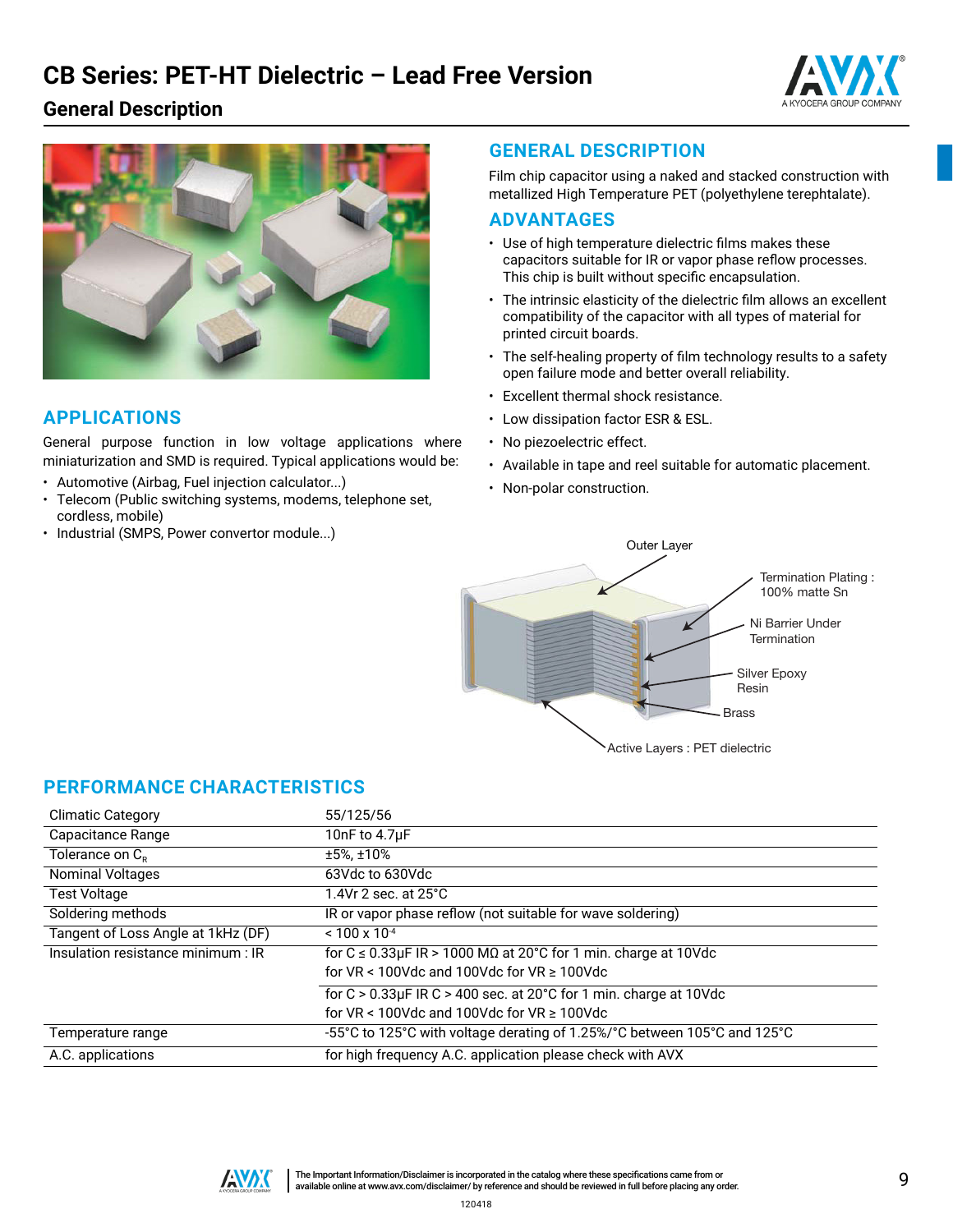# CB Series: PET-HT Dielectric – Lead Free Version

## General Description

### GENERAL DESCRIPTION

Film chip capacitor using a naked and stacked construction with metallized High Temperature PET (polyethylene terephtalate).

### ADVANTAGES

- Use of high temperature dielectric films makes these capacitors suitable for IR or vapor phase reflow processes. This chip is built without specific encapsulation.
- The intrinsic elasticity of the dielectric film allows an excellent compatibility of the capacitor with all types of material for printed circuit boards.
- The self-healing property of film technology results to a safety open failure mode and better overall reliability.
- Excellent thermal shock resistance.
- Low dissipation factor ESR & ESL.
- No piezoelectric effect.
- Available in tape and reel suitable for automatic placement.
- Non-polar construction.

### APPLICATIONS

General purpose function in low voltage applications where miniaturization and SMD is required. Typical applications would be:

- Automotive (Airbag, Fuel injection calculator...)
- Telecom (Public switching systems, modems, telephone set, cordless, mobile)
- Industrial (SMPS, Power convertor module...)

Outer Layer

Termination Plating : 100% matte Sn

Ni Barrier Under Termination

Silver Epoxy Resin

Brass

Active Layers : PET dielectric

### PERFORMANCE CHARACTERISTICS

| | |
|---|---|
| Climatic Category | 55/125/56 |
| Capacitance Range | 10nF to 4.7µF |
| Tolerance on $C_R$ | ±5%, ±10% |
| Nominal Voltages | 63Vdc to 630Vdc |
| Test Voltage | 1.4Vr 2 sec. at 25°C |
| Soldering methods | IR or vapor phase reflow (not suitable for wave soldering) |
| Tangent of Loss Angle at 1kHz (DF) | $< 100 \times 10^{-4}$ |
| Insulation resistance minimum : IR | for C ≤ 0.33µF IR > 1000 MΩ at 20°C for 1 min. charge at 10Vdc for VR < 100Vdc and 100Vdc for VR ≥ 100Vdc |
| | for C > 0.33µF IR C > 400 sec. at 20°C for 1 min. charge at 10Vdc for VR < 100Vdc and 100Vdc for VR ≥ 100Vdc |
| Temperature range | -55°C to 125°C with voltage derating of 1.25%/°C between 105°C and 125°C |
| A.C. applications | for high frequency A.C. application please check with AVX |

The Important Information/Disclaimer is incorporated in the catalog where these specifications came from or available online at www.avx.com/disclaimer/ by reference and should be reviewed in full before placing any order.

120418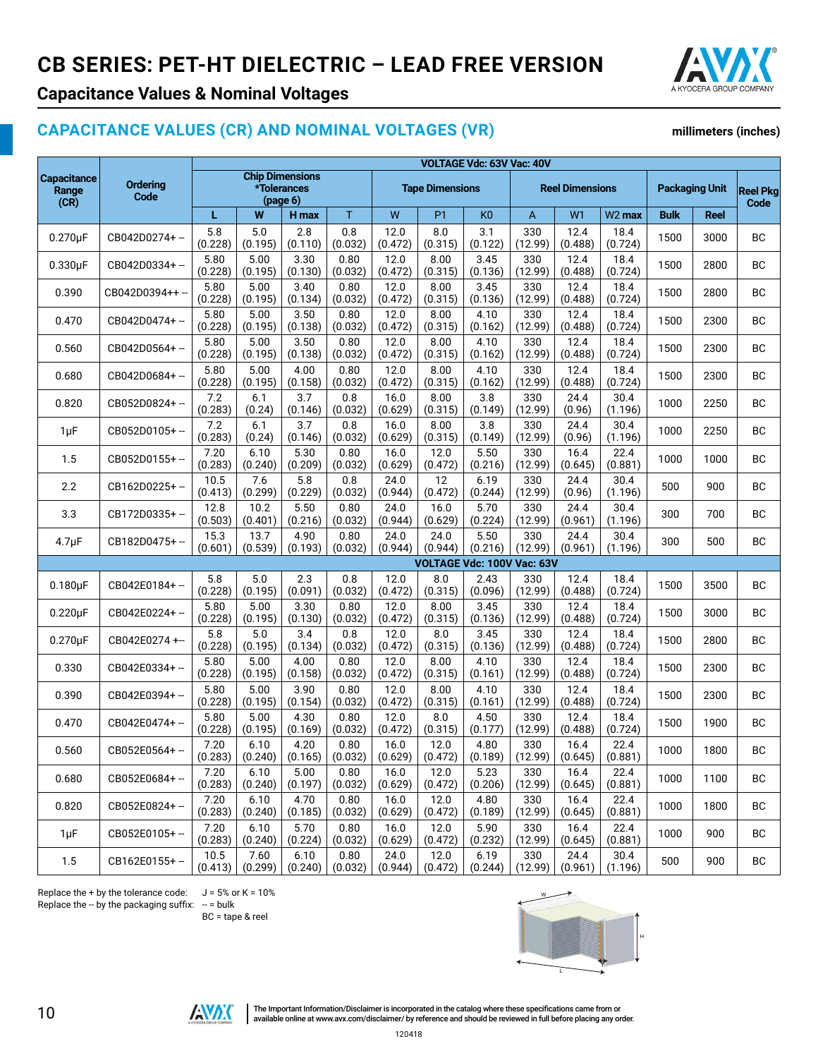# CB SERIES: PET-HT DIELECTRIC – LEAD FREE VERSION

## Capacitance Values & Nominal Voltages

### CAPACITANCE VALUES (CR) AND NOMINAL VOLTAGES (VR)

**millimeters (inches)**

| Capacitance Range (CR) | Ordering Code | Chip Dimensions *Tolerances (page 6) | | | | Tape Dimensions | | | Reel Dimensions | | | Packaging Unit | | Reel Pkg Code |
|---|---|---|---|---|---|---|---|---|---|---|---|---|---|---|
| | | L | W | H max | T | W | P1 | K0 | A | W1 | W2 max | Bulk | Reel | |
| **VOLTAGE Vdc: 63V Vac: 40V** | | | | | | | | | | | | | | |
| 0.270µF | CB042D0274+ -- | 5.8 (0.228) | 5.0 (0.195) | 2.8 (0.110) | 0.8 (0.032) | 12.0 (0.472) | 8.0 (0.315) | 3.1 (0.122) | 330 (12.99) | 12.4 (0.488) | 18.4 (0.724) | 1500 | 3000 | BC |
| 0.330µF | CB042D0334+ -- | 5.80 (0.228) | 5.00 (0.195) | 3.30 (0.130) | 0.80 (0.032) | 12.0 (0.472) | 8.00 (0.315) | 3.45 (0.136) | 330 (12.99) | 12.4 (0.488) | 18.4 (0.724) | 1500 | 2800 | BC |
| 0.390 | CB042D0394++ -- | 5.80 (0.228) | 5.00 (0.195) | 3.40 (0.134) | 0.80 (0.032) | 12.0 (0.472) | 8.00 (0.315) | 3.45 (0.136) | 330 (12.99) | 12.4 (0.488) | 18.4 (0.724) | 1500 | 2800 | BC |
| 0.470 | CB042D0474+ -- | 5.80 (0.228) | 5.00 (0.195) | 3.50 (0.138) | 0.80 (0.032) | 12.0 (0.472) | 8.00 (0.315) | 4.10 (0.162) | 330 (12.99) | 12.4 (0.488) | 18.4 (0.724) | 1500 | 2300 | BC |
| 0.560 | CB042D0564+ -- | 5.80 (0.228) | 5.00 (0.195) | 3.50 (0.138) | 0.80 (0.032) | 12.0 (0.472) | 8.00 (0.315) | 4.10 (0.162) | 330 (12.99) | 12.4 (0.488) | 18.4 (0.724) | 1500 | 2300 | BC |
| 0.680 | CB042D0684+ -- | 5.80 (0.228) | 5.00 (0.195) | 4.00 (0.158) | 0.80 (0.032) | 12.0 (0.472) | 8.00 (0.315) | 4.10 (0.162) | 330 (12.99) | 12.4 (0.488) | 18.4 (0.724) | 1500 | 2300 | BC |
| 0.820 | CB052D0824+ -- | 7.2 (0.283) | 6.1 (0.24) | 3.7 (0.146) | 0.8 (0.032) | 16.0 (0.629) | 8.00 (0.315) | 3.8 (0.149) | 330 (12.99) | 24.4 (0.96) | 30.4 (1.196) | 1000 | 2250 | BC |
| 1µF | CB052D0105+ -- | 7.2 (0.283) | 6.1 (0.24) | 3.7 (0.146) | 0.8 (0.032) | 16.0 (0.629) | 8.00 (0.315) | 3.8 (0.149) | 330 (12.99) | 24.4 (0.96) | 30.4 (1.196) | 1000 | 2250 | BC |
| 1.5 | CB052D0155+ -- | 7.20 (0.283) | 6.10 (0.240) | 5.30 (0.209) | 0.80 (0.032) | 16.0 (0.629) | 12.0 (0.472) | 5.50 (0.216) | 330 (12.99) | 16.4 (0.645) | 22.4 (0.881) | 1000 | 1000 | BC |
| 2.2 | CB162D0225+ -- | 10.5 (0.413) | 7.6 (0.299) | 5.8 (0.229) | 0.8 (0.032) | 24.0 (0.944) | 12 (0.472) | 6.19 (0.244) | 330 (12.99) | 24.4 (0.96) | 30.4 (1.196) | 500 | 900 | BC |
| 3.3 | CB172D0335+ -- | 12.8 (0.503) | 10.2 (0.401) | 5.50 (0.216) | 0.80 (0.032) | 24.0 (0.944) | 16.0 (0.629) | 5.70 (0.224) | 330 (12.99) | 24.4 (0.961) | 30.4 (1.196) | 300 | 700 | BC |
| 4.7µF | CB182D0475+ -- | 15.3 (0.601) | 13.7 (0.539) | 4.90 (0.193) | 0.80 (0.032) | 24.0 (0.944) | 24.0 (0.944) | 5.50 (0.216) | 330 (12.99) | 24.4 (0.961) | 30.4 (1.196) | 300 | 500 | BC |
| **VOLTAGE Vdc: 100V Vac: 63V** | | | | | | | | | | | | | | |
| 0.180µF | CB042E0184+ -- | 5.8 (0.228) | 5.0 (0.195) | 2.3 (0.091) | 0.8 (0.032) | 12.0 (0.472) | 8.0 (0.315) | 2.43 (0.096) | 330 (12.99) | 12.4 (0.488) | 18.4 (0.724) | 1500 | 3500 | BC |
| 0.220µF | CB042E0224+ -- | 5.80 (0.228) | 5.00 (0.195) | 3.30 (0.130) | 0.80 (0.032) | 12.0 (0.472) | 8.00 (0.315) | 3.45 (0.136) | 330 (12.99) | 12.4 (0.488) | 18.4 (0.724) | 1500 | 3000 | BC |
| 0.270µF | CB042E0274 +-- | 5.8 (0.228) | 5.0 (0.195) | 3.4 (0.134) | 0.8 (0.032) | 12.0 (0.472) | 8.0 (0.315) | 3.45 (0.136) | 330 (12.99) | 12.4 (0.488) | 18.4 (0.724) | 1500 | 2800 | BC |
| 0.330 | CB042E0334+ -- | 5.80 (0.228) | 5.00 (0.195) | 4.00 (0.158) | 0.80 (0.032) | 12.0 (0.472) | 8.00 (0.315) | 4.10 (0.161) | 330 (12.99) | 12.4 (0.488) | 18.4 (0.724) | 1500 | 2300 | BC |
| 0.390 | CB042E0394+ -- | 5.80 (0.228) | 5.00 (0.195) | 3.90 (0.154) | 0.80 (0.032) | 12.0 (0.472) | 8.00 (0.315) | 4.10 (0.161) | 330 (12.99) | 12.4 (0.488) | 18.4 (0.724) | 1500 | 2300 | BC |
| 0.470 | CB042E0474+ -- | 5.80 (0.228) | 5.00 (0.195) | 4.30 (0.169) | 0.80 (0.032) | 12.0 (0.472) | 8.0 (0.315) | 4.50 (0.177) | 330 (12.99) | 12.4 (0.488) | 18.4 (0.724) | 1500 | 1900 | BC |
| 0.560 | CB052E0564+ -- | 7.20 (0.283) | 6.10 (0.240) | 4.20 (0.165) | 0.80 (0.032) | 16.0 (0.629) | 12.0 (0.472) | 4.80 (0.189) | 330 (12.99) | 16.4 (0.645) | 22.4 (0.881) | 1000 | 1800 | BC |
| 0.680 | CB052E0684+ -- | 7.20 (0.283) | 6.10 (0.240) | 5.00 (0.197) | 0.80 (0.032) | 16.0 (0.629) | 12.0 (0.472) | 5.23 (0.206) | 330 (12.99) | 16.4 (0.645) | 22.4 (0.881) | 1000 | 1100 | BC |
| 0.820 | CB052E0824+ -- | 7.20 (0.283) | 6.10 (0.240) | 4.70 (0.185) | 0.80 (0.032) | 16.0 (0.629) | 12.0 (0.472) | 4.80 (0.189) | 330 (12.99) | 16.4 (0.645) | 22.4 (0.881) | 1000 | 1800 | BC |
| 1µF | CB052E0105+ -- | 7.20 (0.283) | 6.10 (0.240) | 5.70 (0.224) | 0.80 (0.032) | 16.0 (0.629) | 12.0 (0.472) | 5.90 (0.232) | 330 (12.99) | 16.4 (0.645) | 22.4 (0.881) | 1000 | 900 | BC |
| 1.5 | CB162E0155+ -- | 10.5 (0.413) | 7.60 (0.299) | 6.10 (0.240) | 0.80 (0.032) | 24.0 (0.944) | 12.0 (0.472) | 6.19 (0.244) | 330 (12.99) | 24.4 (0.961) | 30.4 (1.196) | 500 | 900 | BC |

Replace the + by the tolerance code: J = 5% or K = 10%

Replace the -- by the packaging suffix: -- = bulk

BC = tape & reel

The Important Information/Disclaimer is incorporated in the catalog where these specifications came from or available online at www.avx.com/disclaimer/ by reference and should be reviewed in full before placing any order.

120418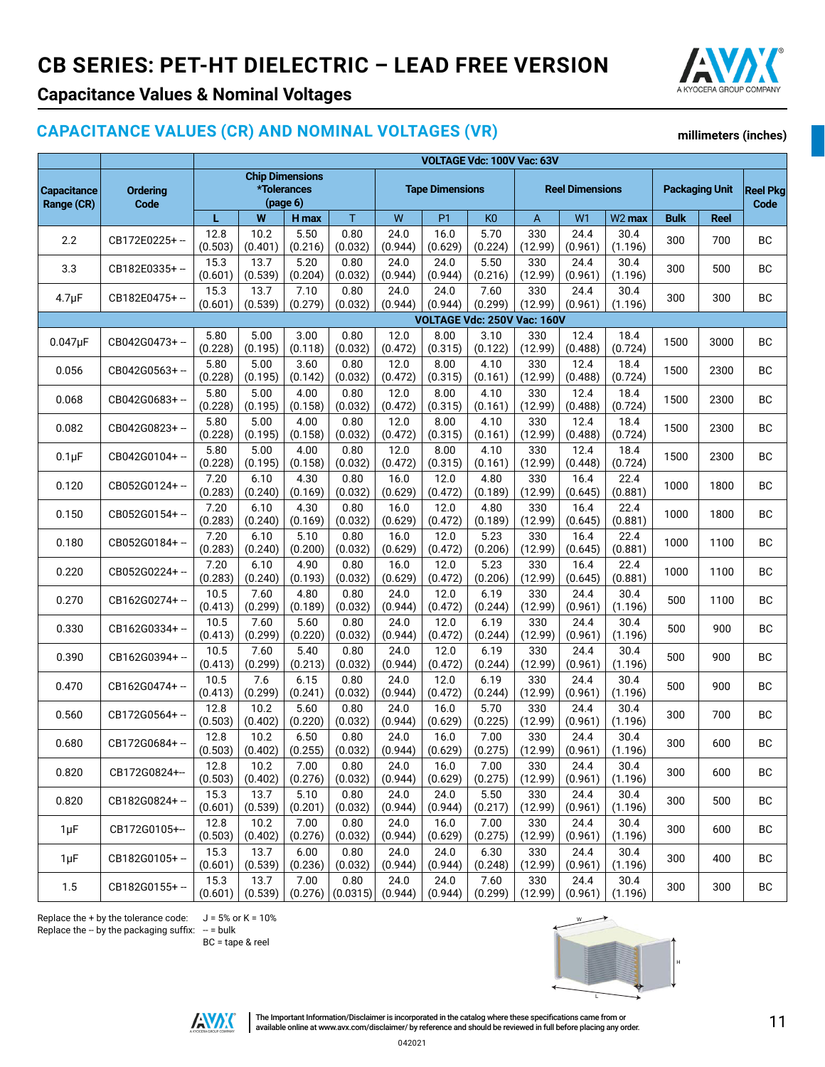# CB SERIES: PET-HT DIELECTRIC – LEAD FREE VERSION

## Capacitance Values & Nominal Voltages

### CAPACITANCE VALUES (CR) AND NOMINAL VOLTAGES (VR)

**millimeters (inches)**

| Capacitance Range (CR) | Ordering Code | Chip Dimensions *Tolerances (page 6) | | | | Tape Dimensions | | | Reel Dimensions | | | Packaging Unit | | Reel Pkg Code |
|---|---|---|---|---|---|---|---|---|---|---|---|---|---|---|
| | | L | W | H max | T | W | P1 | K0 | A | W1 | W2 max | Bulk | Reel | |
| **VOLTAGE Vdc: 100V Vac: 63V** | | | | | | | | | | | | | | |
| 2.2 | CB172E0225+ -- | 12.8 (0.503) | 10.2 (0.401) | 5.50 (0.216) | 0.80 (0.032) | 24.0 (0.944) | 16.0 (0.629) | 5.70 (0.224) | 330 (12.99) | 24.4 (0.961) | 30.4 (1.196) | 300 | 700 | BC |
| 3.3 | CB182E0335+ -- | 15.3 (0.601) | 13.7 (0.539) | 5.20 (0.204) | 0.80 (0.032) | 24.0 (0.944) | 24.0 (0.944) | 5.50 (0.216) | 330 (12.99) | 24.4 (0.961) | 30.4 (1.196) | 300 | 500 | BC |
| 4.7µF | CB182E0475+ -- | 15.3 (0.601) | 13.7 (0.539) | 7.10 (0.279) | 0.80 (0.032) | 24.0 (0.944) | 24.0 (0.944) | 7.60 (0.299) | 330 (12.99) | 24.4 (0.961) | 30.4 (1.196) | 300 | 300 | BC |
| **VOLTAGE Vdc: 250V Vac: 160V** | | | | | | | | | | | | | | |
| 0.047µF | CB042G0473+ -- | 5.80 (0.228) | 5.00 (0.195) | 3.00 (0.118) | 0.80 (0.032) | 12.0 (0.472) | 8.00 (0.315) | 3.10 (0.122) | 330 (12.99) | 12.4 (0.488) | 18.4 (0.724) | 1500 | 3000 | BC |
| 0.056 | CB042G0563+ -- | 5.80 (0.228) | 5.00 (0.195) | 3.60 (0.142) | 0.80 (0.032) | 12.0 (0.472) | 8.00 (0.315) | 4.10 (0.161) | 330 (12.99) | 12.4 (0.488) | 18.4 (0.724) | 1500 | 2300 | BC |
| 0.068 | CB042G0683+ -- | 5.80 (0.228) | 5.00 (0.195) | 4.00 (0.158) | 0.80 (0.032) | 12.0 (0.472) | 8.00 (0.315) | 4.10 (0.161) | 330 (12.99) | 12.4 (0.488) | 18.4 (0.724) | 1500 | 2300 | BC |
| 0.082 | CB042G0823+ -- | 5.80 (0.228) | 5.00 (0.195) | 4.00 (0.158) | 0.80 (0.032) | 12.0 (0.472) | 8.00 (0.315) | 4.10 (0.161) | 330 (12.99) | 12.4 (0.488) | 18.4 (0.724) | 1500 | 2300 | BC |
| 0.1µF | CB042G0104+ -- | 5.80 (0.228) | 5.00 (0.195) | 4.00 (0.158) | 0.80 (0.032) | 12.0 (0.472) | 8.00 (0.315) | 4.10 (0.161) | 330 (12.99) | 12.4 (0.448) | 18.4 (0.724) | 1500 | 2300 | BC |
| 0.120 | CB052G0124+ -- | 7.20 (0.283) | 6.10 (0.240) | 4.30 (0.169) | 0.80 (0.032) | 16.0 (0.629) | 12.0 (0.472) | 4.80 (0.189) | 330 (12.99) | 16.4 (0.645) | 22.4 (0.881) | 1000 | 1800 | BC |
| 0.150 | CB052G0154+ -- | 7.20 (0.283) | 6.10 (0.240) | 4.30 (0.169) | 0.80 (0.032) | 16.0 (0.629) | 12.0 (0.472) | 4.80 (0.189) | 330 (12.99) | 16.4 (0.645) | 22.4 (0.881) | 1000 | 1800 | BC |
| 0.180 | CB052G0184+ -- | 7.20 (0.283) | 6.10 (0.240) | 5.10 (0.200) | 0.80 (0.032) | 16.0 (0.629) | 12.0 (0.472) | 5.23 (0.206) | 330 (12.99) | 16.4 (0.645) | 22.4 (0.881) | 1000 | 1100 | BC |
| 0.220 | CB052G0224+ -- | 7.20 (0.283) | 6.10 (0.240) | 4.90 (0.193) | 0.80 (0.032) | 16.0 (0.629) | 12.0 (0.472) | 5.23 (0.206) | 330 (12.99) | 16.4 (0.645) | 22.4 (0.881) | 1000 | 1100 | BC |
| 0.270 | CB162G0274+ -- | 10.5 (0.413) | 7.60 (0.299) | 4.80 (0.189) | 0.80 (0.032) | 24.0 (0.944) | 12.0 (0.472) | 6.19 (0.244) | 330 (12.99) | 24.4 (0.961) | 30.4 (1.196) | 500 | 1100 | BC |
| 0.330 | CB162G0334+ -- | 10.5 (0.413) | 7.60 (0.299) | 5.60 (0.220) | 0.80 (0.032) | 24.0 (0.944) | 12.0 (0.472) | 6.19 (0.244) | 330 (12.99) | 24.4 (0.961) | 30.4 (1.196) | 500 | 900 | BC |
| 0.390 | CB162G0394+ -- | 10.5 (0.413) | 7.60 (0.299) | 5.40 (0.213) | 0.80 (0.032) | 24.0 (0.944) | 12.0 (0.472) | 6.19 (0.244) | 330 (12.99) | 24.4 (0.961) | 30.4 (1.196) | 500 | 900 | BC |
| 0.470 | CB162G0474+ -- | 10.5 (0.413) | 7.6 (0.299) | 6.15 (0.241) | 0.80 (0.032) | 24.0 (0.944) | 12.0 (0.472) | 6.19 (0.244) | 330 (12.99) | 24.4 (0.961) | 30.4 (1.196) | 500 | 900 | BC |
| 0.560 | CB172G0564+ -- | 12.8 (0.503) | 10.2 (0.402) | 5.60 (0.220) | 0.80 (0.032) | 24.0 (0.944) | 16.0 (0.629) | 5.70 (0.225) | 330 (12.99) | 24.4 (0.961) | 30.4 (1.196) | 300 | 700 | BC |
| 0.680 | CB172G0684+ -- | 12.8 (0.503) | 10.2 (0.402) | 6.50 (0.255) | 0.80 (0.032) | 24.0 (0.944) | 16.0 (0.629) | 7.00 (0.275) | 330 (12.99) | 24.4 (0.961) | 30.4 (1.196) | 300 | 600 | BC |
| 0.820 | CB172G0824+-- | 12.8 (0.503) | 10.2 (0.402) | 7.00 (0.276) | 0.80 (0.032) | 24.0 (0.944) | 16.0 (0.629) | 7.00 (0.275) | 330 (12.99) | 24.4 (0.961) | 30.4 (1.196) | 300 | 600 | BC |
| 0.820 | CB182G0824+ -- | 15.3 (0.601) | 13.7 (0.539) | 5.10 (0.201) | 0.80 (0.032) | 24.0 (0.944) | 24.0 (0.944) | 5.50 (0.217) | 330 (12.99) | 24.4 (0.961) | 30.4 (1.196) | 300 | 500 | BC |
| 1µF | CB172G0105+-- | 12.8 (0.503) | 10.2 (0.402) | 7.00 (0.276) | 0.80 (0.032) | 24.0 (0.944) | 16.0 (0.629) | 7.00 (0.275) | 330 (12.99) | 24.4 (0.961) | 30.4 (1.196) | 300 | 600 | BC |
| 1µF | CB182G0105+ -- | 15.3 (0.601) | 13.7 (0.539) | 6.00 (0.236) | 0.80 (0.032) | 24.0 (0.944) | 24.0 (0.944) | 6.30 (0.248) | 330 (12.99) | 24.4 (0.961) | 30.4 (1.196) | 300 | 400 | BC |
| 1.5 | CB182G0155+ -- | 15.3 (0.601) | 13.7 (0.539) | 7.00 (0.276) | 0.80 (0.0315) | 24.0 (0.944) | 24.0 (0.944) | 7.60 (0.299) | 330 (12.99) | 24.4 (0.961) | 30.4 (1.196) | 300 | 300 | BC |

Replace the + by the tolerance code: J = 5% or K = 10%
Replace the -- by the packaging suffix: -- = bulk
BC = tape & reel

The Important Information/Disclaimer is incorporated in the catalog where these specifications came from or available online at www.avx.com/disclaimer/ by reference and should be reviewed in full before placing any order.

042021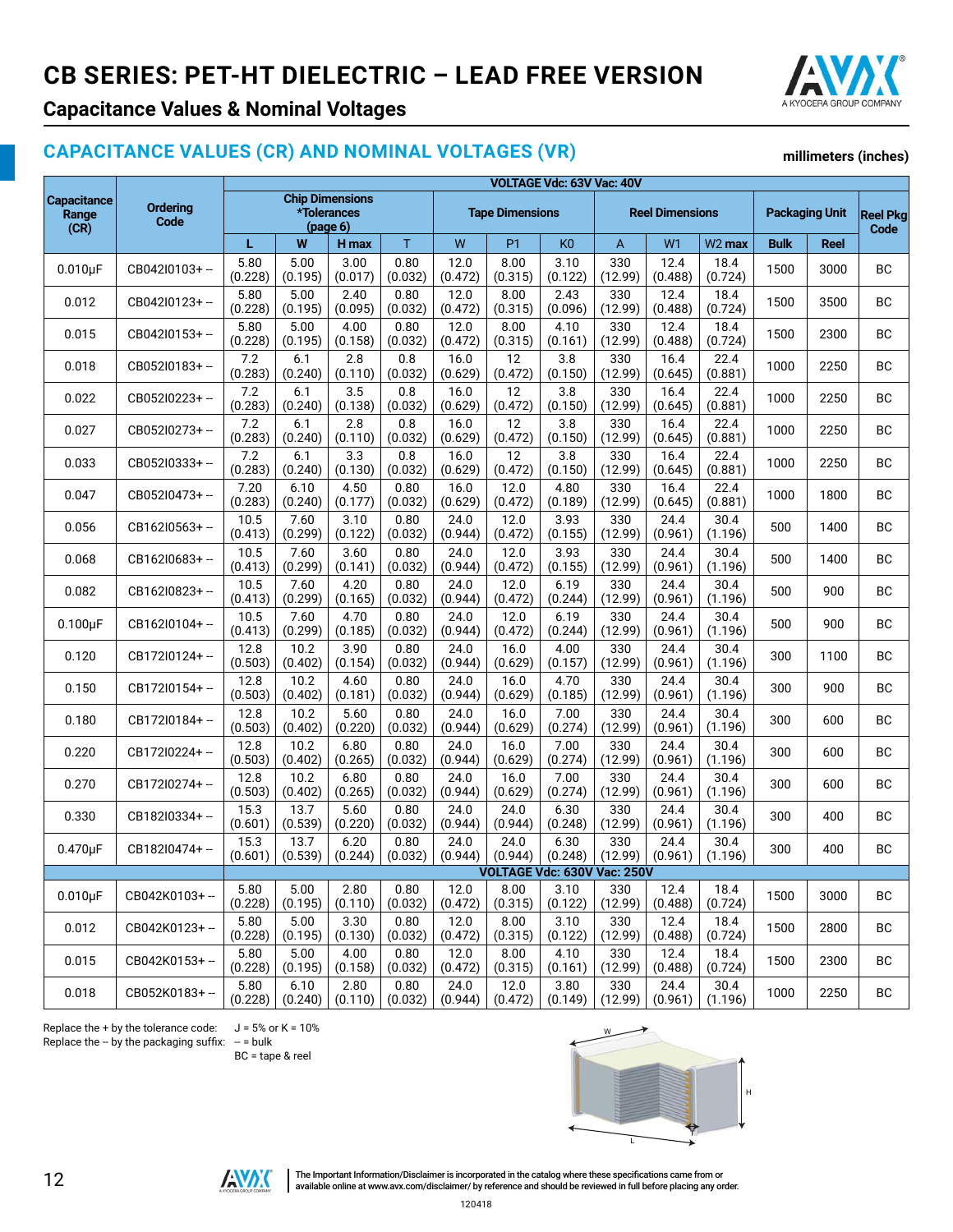# CB SERIES: PET-HT DIELECTRIC – LEAD FREE VERSION

## Capacitance Values & Nominal Voltages

### CAPACITANCE VALUES (CR) AND NOMINAL VOLTAGES (VR)

millimeters (inches)

| Capacitance Range (CR) | Ordering Code | VOLTAGE Vdc: 63V Vac: 40V | | | | | | | | | | | | |
|---|---|---|---|---|---|---|---|---|---|---|---|---|---|---|
| | | Chip Dimensions *Tolerances (page 6) | | | | Tape Dimensions | | | Reel Dimensions | | | Packaging Unit | | Reel Pkg Code |
| | | L | W | H max | T | W | P1 | K0 | A | W1 | W2 max | Bulk | Reel | |
| 0.010µF | CB042I0103+ -- | 5.80 (0.228) | 5.00 (0.195) | 3.00 (0.017) | 0.80 (0.032) | 12.0 (0.472) | 8.00 (0.315) | 3.10 (0.122) | 330 (12.99) | 12.4 (0.488) | 18.4 (0.724) | 1500 | 3000 | BC |
| 0.012 | CB042I0123+ -- | 5.80 (0.228) | 5.00 (0.195) | 2.40 (0.095) | 0.80 (0.032) | 12.0 (0.472) | 8.00 (0.315) | 2.43 (0.096) | 330 (12.99) | 12.4 (0.488) | 18.4 (0.724) | 1500 | 3500 | BC |
| 0.015 | CB042I0153+ -- | 5.80 (0.228) | 5.00 (0.195) | 4.00 (0.158) | 0.80 (0.032) | 12.0 (0.472) | 8.00 (0.315) | 4.10 (0.161) | 330 (12.99) | 12.4 (0.488) | 18.4 (0.724) | 1500 | 2300 | BC |
| 0.018 | CB052I0183+ -- | 7.2 (0.283) | 6.1 (0.240) | 2.8 (0.110) | 0.8 (0.032) | 16.0 (0.629) | 12 (0.472) | 3.8 (0.150) | 330 (12.99) | 16.4 (0.645) | 22.4 (0.881) | 1000 | 2250 | BC |
| 0.022 | CB052I0223+ -- | 7.2 (0.283) | 6.1 (0.240) | 3.5 (0.138) | 0.8 (0.032) | 16.0 (0.629) | 12 (0.472) | 3.8 (0.150) | 330 (12.99) | 16.4 (0.645) | 22.4 (0.881) | 1000 | 2250 | BC |
| 0.027 | CB052I0273+ -- | 7.2 (0.283) | 6.1 (0.240) | 2.8 (0.110) | 0.8 (0.032) | 16.0 (0.629) | 12 (0.472) | 3.8 (0.150) | 330 (12.99) | 16.4 (0.645) | 22.4 (0.881) | 1000 | 2250 | BC |
| 0.033 | CB052I0333+ -- | 7.2 (0.283) | 6.1 (0.240) | 3.3 (0.130) | 0.8 (0.032) | 16.0 (0.629) | 12 (0.472) | 3.8 (0.150) | 330 (12.99) | 16.4 (0.645) | 22.4 (0.881) | 1000 | 2250 | BC |
| 0.047 | CB052I0473+ -- | 7.20 (0.283) | 6.10 (0.240) | 4.50 (0.177) | 0.80 (0.032) | 16.0 (0.629) | 12.0 (0.472) | 4.80 (0.189) | 330 (12.99) | 16.4 (0.645) | 22.4 (0.881) | 1000 | 1800 | BC |
| 0.056 | CB162I0563+ -- | 10.5 (0.413) | 7.60 (0.299) | 3.10 (0.122) | 0.80 (0.032) | 24.0 (0.944) | 12.0 (0.472) | 3.93 (0.155) | 330 (12.99) | 24.4 (0.961) | 30.4 (1.196) | 500 | 1400 | BC |
| 0.068 | CB162I0683+ -- | 10.5 (0.413) | 7.60 (0.299) | 3.60 (0.141) | 0.80 (0.032) | 24.0 (0.944) | 12.0 (0.472) | 3.93 (0.155) | 330 (12.99) | 24.4 (0.961) | 30.4 (1.196) | 500 | 1400 | BC |
| 0.082 | CB162I0823+ -- | 10.5 (0.413) | 7.60 (0.299) | 4.20 (0.165) | 0.80 (0.032) | 24.0 (0.944) | 12.0 (0.472) | 6.19 (0.244) | 330 (12.99) | 24.4 (0.961) | 30.4 (1.196) | 500 | 900 | BC |
| 0.100µF | CB162I0104+ -- | 10.5 (0.413) | 7.60 (0.299) | 4.70 (0.185) | 0.80 (0.032) | 24.0 (0.944) | 12.0 (0.472) | 6.19 (0.244) | 330 (12.99) | 24.4 (0.961) | 30.4 (1.196) | 500 | 900 | BC |
| 0.120 | CB172I0124+ -- | 12.8 (0.503) | 10.2 (0.402) | 3.90 (0.154) | 0.80 (0.032) | 24.0 (0.944) | 16.0 (0.629) | 4.00 (0.157) | 330 (12.99) | 24.4 (0.961) | 30.4 (1.196) | 300 | 1100 | BC |
| 0.150 | CB172I0154+ -- | 12.8 (0.503) | 10.2 (0.402) | 4.60 (0.181) | 0.80 (0.032) | 24.0 (0.944) | 16.0 (0.629) | 4.70 (0.185) | 330 (12.99) | 24.4 (0.961) | 30.4 (1.196) | 300 | 900 | BC |
| 0.180 | CB172I0184+ -- | 12.8 (0.503) | 10.2 (0.402) | 5.60 (0.220) | 0.80 (0.032) | 24.0 (0.944) | 16.0 (0.629) | 7.00 (0.274) | 330 (12.99) | 24.4 (0.961) | 30.4 (1.196) | 300 | 600 | BC |
| 0.220 | CB172I0224+ -- | 12.8 (0.503) | 10.2 (0.402) | 6.80 (0.265) | 0.80 (0.032) | 24.0 (0.944) | 16.0 (0.629) | 7.00 (0.274) | 330 (12.99) | 24.4 (0.961) | 30.4 (1.196) | 300 | 600 | BC |
| 0.270 | CB172I0274+ -- | 12.8 (0.503) | 10.2 (0.402) | 6.80 (0.265) | 0.80 (0.032) | 24.0 (0.944) | 16.0 (0.629) | 7.00 (0.274) | 330 (12.99) | 24.4 (0.961) | 30.4 (1.196) | 300 | 600 | BC |
| 0.330 | CB182I0334+ -- | 15.3 (0.601) | 13.7 (0.539) | 5.60 (0.220) | 0.80 (0.032) | 24.0 (0.944) | 24.0 (0.944) | 6.30 (0.248) | 330 (12.99) | 24.4 (0.961) | 30.4 (1.196) | 300 | 400 | BC |
| 0.470µF | CB182I0474+ -- | 15.3 (0.601) | 13.7 (0.539) | 6.20 (0.244) | 0.80 (0.032) | 24.0 (0.944) | 24.0 (0.944) | 6.30 (0.248) | 330 (12.99) | 24.4 (0.961) | 30.4 (1.196) | 300 | 400 | BC |
| | | VOLTAGE Vdc: 630V Vac: 250V | | | | | | | | | | | | |
| 0.010µF | CB042K0103+ -- | 5.80 (0.228) | 5.00 (0.195) | 2.80 (0.110) | 0.80 (0.032) | 12.0 (0.472) | 8.00 (0.315) | 3.10 (0.122) | 330 (12.99) | 12.4 (0.488) | 18.4 (0.724) | 1500 | 3000 | BC |
| 0.012 | CB042K0123+ -- | 5.80 (0.228) | 5.00 (0.195) | 3.30 (0.130) | 0.80 (0.032) | 12.0 (0.472) | 8.00 (0.315) | 3.10 (0.122) | 330 (12.99) | 12.4 (0.488) | 18.4 (0.724) | 1500 | 2800 | BC |
| 0.015 | CB042K0153+ -- | 5.80 (0.228) | 5.00 (0.195) | 4.00 (0.158) | 0.80 (0.032) | 12.0 (0.472) | 8.00 (0.315) | 4.10 (0.161) | 330 (12.99) | 12.4 (0.488) | 18.4 (0.724) | 1500 | 2300 | BC |
| 0.018 | CB052K0183+ -- | 5.80 (0.228) | 6.10 (0.240) | 2.80 (0.110) | 0.80 (0.032) | 24.0 (0.944) | 12.0 (0.472) | 3.80 (0.149) | 330 (12.99) | 24.4 (0.961) | 30.4 (1.196) | 1000 | 2250 | BC |

Replace the + by the tolerance code: J = 5% or K = 10%
Replace the -- by the packaging suffix: -- = bulk
BC = tape & reel

The Important Information/Disclaimer is incorporated in the catalog where these specifications came from or available online at www.avx.com/disclaimer/ by reference and should be reviewed in full before placing any order.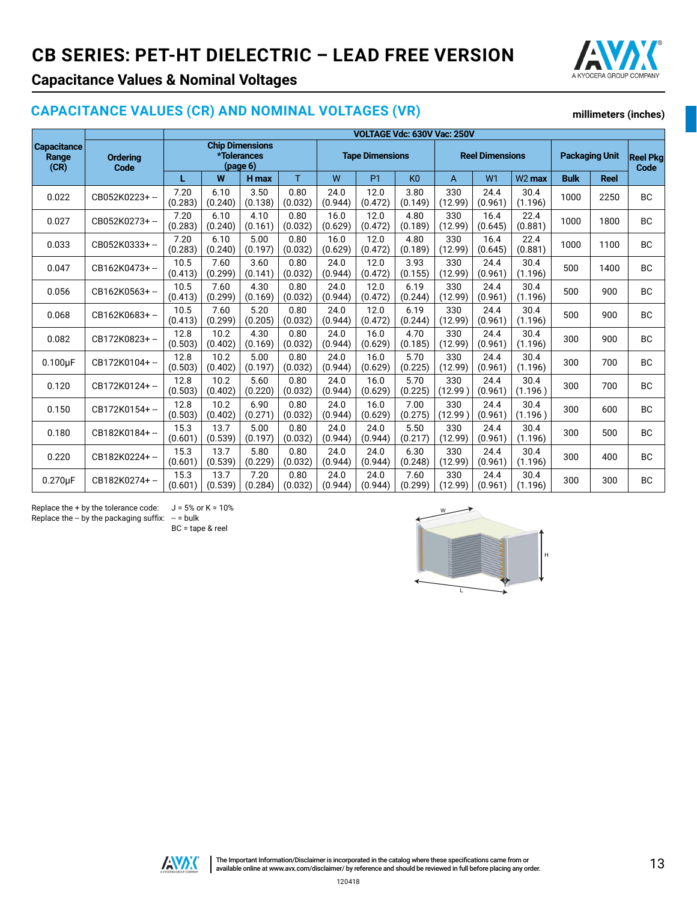# CB SERIES: PET-HT DIELECTRIC – LEAD FREE VERSION

## Capacitance Values & Nominal Voltages

### CAPACITANCE VALUES (CR) AND NOMINAL VOLTAGES (VR)

**millimeters (inches)**

| Capacitance Range (CR) | Ordering Code | VOLTAGE Vdc: 630V Vac: 250V | | | | | | | | | | | | |
|---|---|---|---|---|---|---|---|---|---|---|---|---|---|---|
| | | Chip Dimensions *Tolerances (page 6) | | | | Tape Dimensions | | | Reel Dimensions | | | Packaging Unit | | Reel Pkg Code |
| | | L | W | H max | T | W | P1 | K0 | A | W1 | W2 max | Bulk | Reel | |
| 0.022 | CB052K0223+ -- | 7.20 (0.283) | 6.10 (0.240) | 3.50 (0.138) | 0.80 (0.032) | 24.0 (0.944) | 12.0 (0.472) | 3.80 (0.149) | 330 (12.99) | 24.4 (0.961) | 30.4 (1.196) | 1000 | 2250 | BC |
| 0.027 | CB052K0273+ -- | 7.20 (0.283) | 6.10 (0.240) | 4.10 (0.161) | 0.80 (0.032) | 16.0 (0.629) | 12.0 (0.472) | 4.80 (0.189) | 330 (12.99) | 16.4 (0.645) | 22.4 (0.881) | 1000 | 1800 | BC |
| 0.033 | CB052K0333+ -- | 7.20 (0.283) | 6.10 (0.240) | 5.00 (0.197) | 0.80 (0.032) | 16.0 (0.629) | 12.0 (0.472) | 4.80 (0.189) | 330 (12.99) | 16.4 (0.645) | 22.4 (0.881) | 1000 | 1100 | BC |
| 0.047 | CB162K0473+ -- | 10.5 (0.413) | 7.60 (0.299) | 3.60 (0.141) | 0.80 (0.032) | 24.0 (0.944) | 12.0 (0.472) | 3.93 (0.155) | 330 (12.99) | 24.4 (0.961) | 30.4 (1.196) | 500 | 1400 | BC |
| 0.056 | CB162K0563+ -- | 10.5 (0.413) | 7.60 (0.299) | 4.30 (0.169) | 0.80 (0.032) | 24.0 (0.944) | 12.0 (0.472) | 6.19 (0.244) | 330 (12.99) | 24.4 (0.961) | 30.4 (1.196) | 500 | 900 | BC |
| 0.068 | CB162K0683+ -- | 10.5 (0.413) | 7.60 (0.299) | 5.20 (0.205) | 0.80 (0.032) | 24.0 (0.944) | 12.0 (0.472) | 6.19 (0.244) | 330 (12.99) | 24.4 (0.961) | 30.4 (1.196) | 500 | 900 | BC |
| 0.082 | CB172K0823+ -- | 12.8 (0.503) | 10.2 (0.402) | 4.30 (0.169) | 0.80 (0.032) | 24.0 (0.944) | 16.0 (0.629) | 4.70 (0.185) | 330 (12.99) | 24.4 (0.961) | 30.4 (1.196) | 300 | 900 | BC |
| 0.100µF | CB172K0104+ -- | 12.8 (0.503) | 10.2 (0.402) | 5.00 (0.197) | 0.80 (0.032) | 24.0 (0.944) | 16.0 (0.629) | 5.70 (0.225) | 330 (12.99) | 24.4 (0.961) | 30.4 (1.196) | 300 | 700 | BC |
| 0.120 | CB172K0124+ -- | 12.8 (0.503) | 10.2 (0.402) | 5.60 (0.220) | 0.80 (0.032) | 24.0 (0.944) | 16.0 (0.629) | 5.70 (0.225) | 330 (12.99 ) | 24.4 (0.961) | 30.4 (1.196 ) | 300 | 700 | BC |
| 0.150 | CB172K0154+ -- | 12.8 (0.503) | 10.2 (0.402) | 6.90 (0.271) | 0.80 (0.032) | 24.0 (0.944) | 16.0 (0.629) | 7.00 (0.275) | 330 (12.99 ) | 24.4 (0.961) | 30.4 (1.196 ) | 300 | 600 | BC |
| 0.180 | CB182K0184+ -- | 15.3 (0.601) | 13.7 (0.539) | 5.00 (0.197) | 0.80 (0.032) | 24.0 (0.944) | 24.0 (0.944) | 5.50 (0.217) | 330 (12.99) | 24.4 (0.961) | 30.4 (1.196) | 300 | 500 | BC |
| 0.220 | CB182K0224+ -- | 15.3 (0.601) | 13.7 (0.539) | 5.80 (0.229) | 0.80 (0.032) | 24.0 (0.944) | 24.0 (0.944) | 6.30 (0.248) | 330 (12.99) | 24.4 (0.961) | 30.4 (1.196) | 300 | 400 | BC |
| 0.270µF | CB182K0274+ -- | 15.3 (0.601) | 13.7 (0.539) | 7.20 (0.284) | 0.80 (0.032) | 24.0 (0.944) | 24.0 (0.944) | 7.60 (0.299) | 330 (12.99) | 24.4 (0.961) | 30.4 (1.196) | 300 | 300 | BC |

Replace the + by the tolerance code: J = 5% or K = 10%
Replace the -- by the packaging suffix: -- = bulk
BC = tape & reel

The Important Information/Disclaimer is incorporated in the catalog where these specifications came from or available online at www.avx.com/disclaimer/ by reference and should be reviewed in full before placing any order.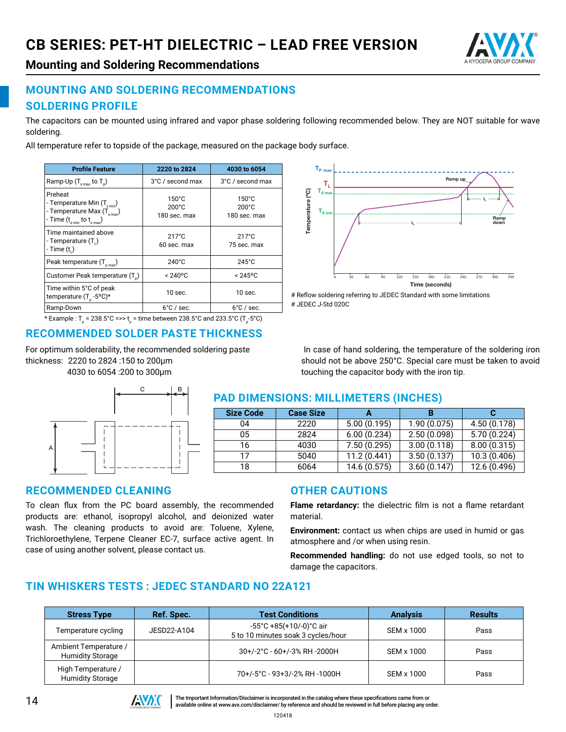# CB SERIES: PET-HT DIELECTRIC – LEAD FREE VERSION

## Mounting and Soldering Recommendations

### MOUNTING AND SOLDERING RECOMMENDATIONS

### SOLDERING PROFILE

The capacitors can be mounted using infrared and vapor phase soldering following recommended below. They are NOT suitable for wave soldering.

All temperature refer to topside of the package, measured on the package body surface.

| Profile Feature | 2220 to 2824 | 4030 to 6054 |
|---|---|---|
| Ramp-Up ($T_{s\,max}$ to $T_p$) | 3°C / second max | 3°C / second max |
| Preheat<br>- Temperature Min ($T_{s\,min}$)<br>- Temperature Max ($T_{s\,max}$)<br>- Time ($t_{s\,min}$ to $t_{s\,max}$) | 150°C<br>200°C<br>180 sec. max | 150°C<br>200°C<br>180 sec. max |
| Time maintained above<br>- Temperature ($T_L$)<br>- Time ($t_L$) | 217°C<br>60 sec. max | 217°C<br>75 sec. max |
| Peak temperature ($T_{p\,max}$) | 240°C | 245°C |
| Customer Peak temperature ($T_p$) | < 240°C | < 245°C |
| Time within 5°C of peak temperature ($T_p$ -5°C)* | 10 sec. | 10 sec. |
| Ramp-Down | 6°C / sec. | 6°C / sec. |

* Example : $T_p$ = 238.5°C =>> $t_p$ = time between 238.5°C and 233.5°C ($T_p$-5°C)

# Reflow soldering referring to JEDEC Standard with some limitations

# JEDEC J-Std 020C

### RECOMMENDED SOLDER PASTE THICKNESS

For optimum solderability, the recommended soldering paste thickness: 2220 to 2824 :150 to 200µm
4030 to 6054 :200 to 300µm

In case of hand soldering, the temperature of the soldering iron should not be above 250°C. Special care must be taken to avoid touching the capacitor body with the iron tip.

### PAD DIMENSIONS: MILLIMETERS (INCHES)

| Size Code | Case Size | A | B | C |
|---|---|---|---|---|
| 04 | 2220 | 5.00 (0.195) | 1.90 (0.075) | 4.50 (0.178) |
| 05 | 2824 | 6.00 (0.234) | 2.50 (0.098) | 5.70 (0.224) |
| 16 | 4030 | 7.50 (0.295) | 3.00 (0.118) | 8.00 (0.315) |
| 17 | 5040 | 11.2 (0.441) | 3.50 (0.137) | 10.3 (0.406) |
| 18 | 6064 | 14.6 (0.575) | 3.60 (0.147) | 12.6 (0.496) |

### RECOMMENDED CLEANING

To clean flux from the PC board assembly, the recommended products are: ethanol, isopropyl alcohol, and deionized water wash. The cleaning products to avoid are: Toluene, Xylene, Trichloroethylene, Terpene Cleaner EC-7, surface active agent. In case of using another solvent, please contact us.

### OTHER CAUTIONS

**Flame retardancy:** the dielectric film is not a flame retardant material.

**Environment:** contact us when chips are used in humid or gas atmosphere and /or when using resin.

**Recommended handling:** do not use edged tools, so not to damage the capacitors.

### TIN WHISKERS TESTS : JEDEC STANDARD NO 22A121

| Stress Type | Ref. Spec. | Test Conditions | Analysis | Results |
|---|---|---|---|---|
| Temperature cycling | JESD22-A104 | -55°C +85(+10/-0)°C air<br>5 to 10 minutes soak 3 cycles/hour | SEM x 1000 | Pass |
| Ambient Temperature / Humidity Storage | | 30+/-2°C - 60+/-3% RH -2000H | SEM x 1000 | Pass |
| High Temperature / Humidity Storage | | 70+/-5°C - 93+3/-2% RH -1000H | SEM x 1000 | Pass |

The Important Information/Disclaimer is incorporated in the catalog where these specifications came from or available online at www.avx.com/disclaimer/ by reference and should be reviewed in full before placing any order.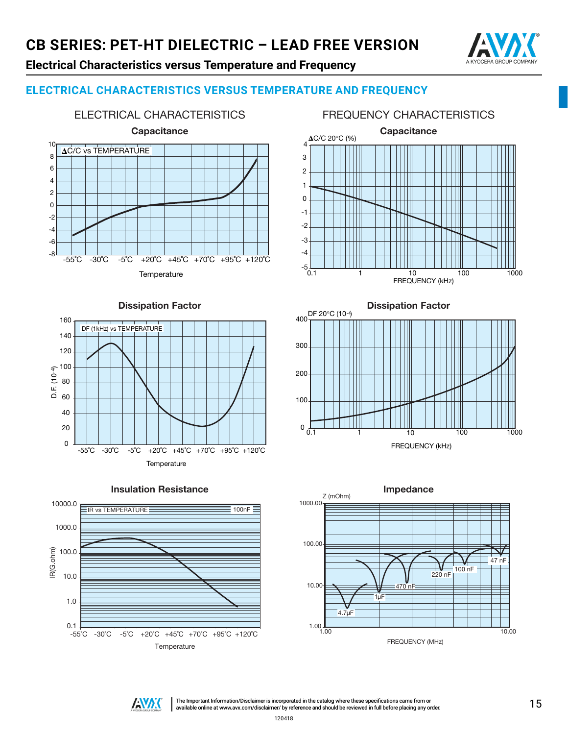# CB SERIES: PET-HT DIELECTRIC – LEAD FREE VERSION

## Electrical Characteristics versus Temperature and Frequency

### ELECTRICAL CHARACTERISTICS VERSUS TEMPERATURE AND FREQUENCY

ELECTRICAL CHARACTERISTICS

**Capacitance**

ΔC/C vs TEMPERATURE

10, 8, 6, 4, 2, 0, -2, -4, -6, -8

-55˚C -30˚C -5˚C +20˚C +45˚C +70˚C +95˚C +120˚C

Temperature

**Dissipation Factor**

DF (1kHz) vs TEMPERATURE

D.F. ($10^{-4}$)

160, 140, 120, 100, 80, 60, 40, 20, 0

-55˚C -30˚C -5˚C +20˚C +45˚C +70˚C +95˚C +120˚C

Temperature

**Insulation Resistance**

IR vs TEMPERATURE 100nF

IR(G.ohm)

10000.0, 1000.0, 100.0, 10.0, 1.0, 0.1

-55˚C -30˚C -5˚C +20˚C +45˚C +70˚C +95˚C +120˚C

Temperature

FREQUENCY CHARACTERISTICS

**Capacitance**

ΔC/C 20°C (%)

4, 3, 2, 1, 0, -1, -2, -3, -4, -5

0.1 1 10 100 1000

FREQUENCY (kHz)

**Dissipation Factor**

DF 20°C ($10^{-4}$)

400, 300, 200, 100, 0

0.1 1 10 100 1000

FREQUENCY (kHz)

**Impedance**

Z (mOhm)

1000.00, 100.00, 10.00, 1.00

4.7µF, 1µF, 470 nF, 220 nF, 100 nF, 47 nF

1.00 10.00

FREQUENCY (MHz)

The Important Information/Disclaimer is incorporated in the catalog where these specifications came from or available online at www.avx.com/disclaimer/ by reference and should be reviewed in full before placing any order.

120418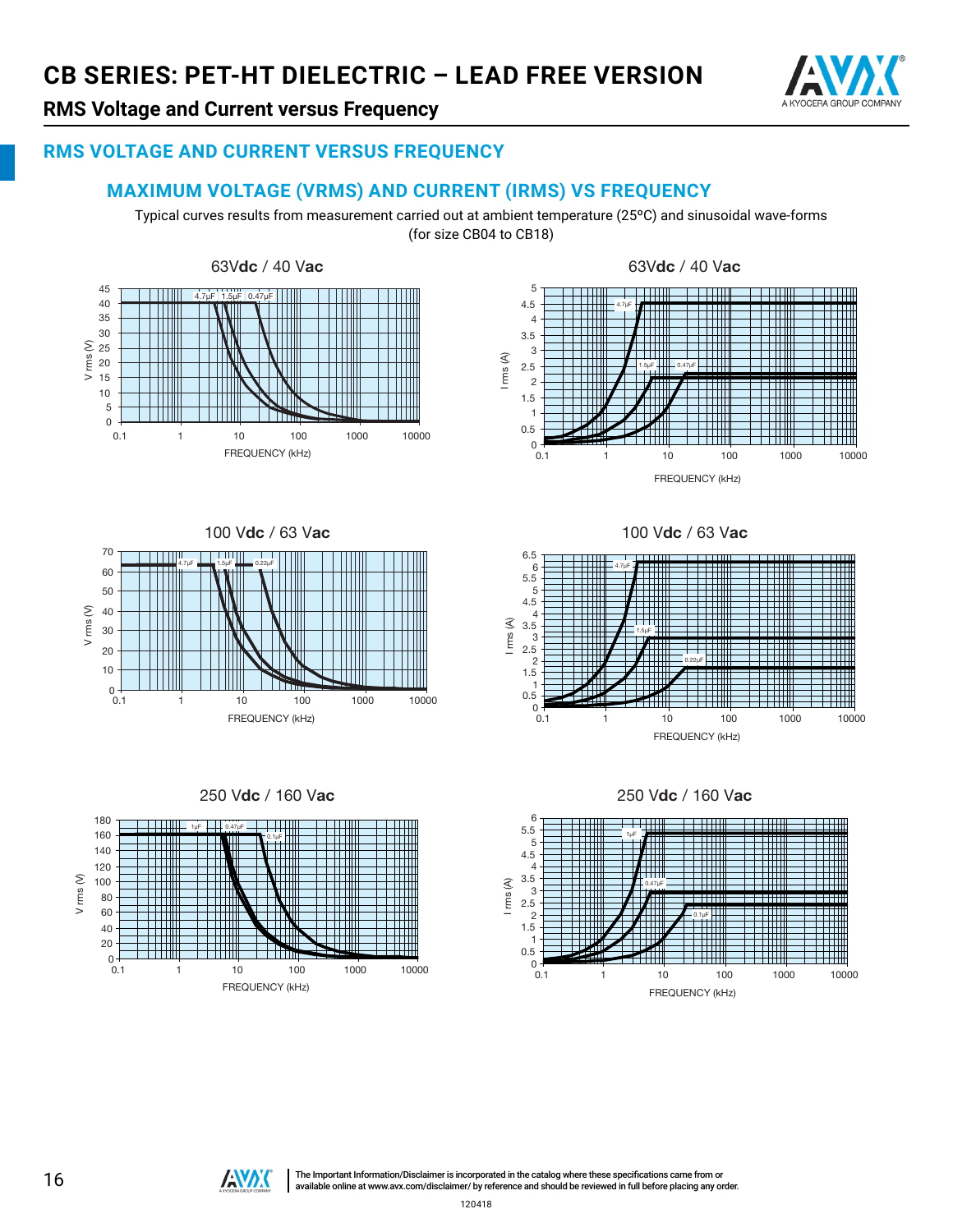# CB SERIES: PET-HT DIELECTRIC – LEAD FREE VERSION

## RMS Voltage and Current versus Frequency

### RMS VOLTAGE AND CURRENT VERSUS FREQUENCY

### MAXIMUM VOLTAGE (VRMS) AND CURRENT (IRMS) VS FREQUENCY

Typical curves results from measurement carried out at ambient temperature (25°C) and sinusoidal wave-forms (for size CB04 to CB18)

63Vdc / 40 Vac

63Vdc / 40 Vac

100 Vdc / 63 Vac

100 Vdc / 63 Vac

250 Vdc / 160 Vac

250 Vdc / 160 Vac

The Important Information/Disclaimer is incorporated in the catalog where these specifications came from or available online at www.avx.com/disclaimer/ by reference and should be reviewed in full before placing any order.

120418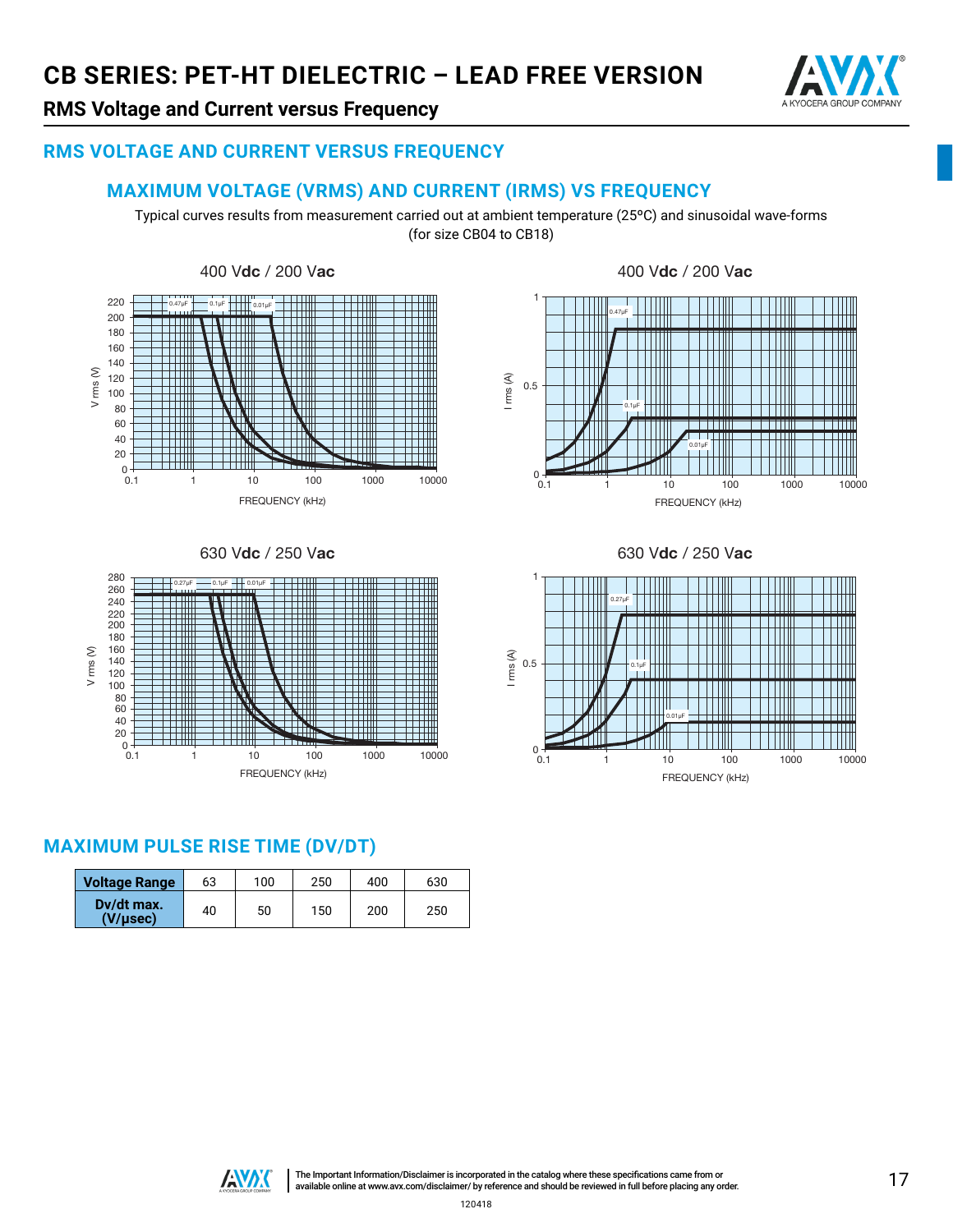# CB SERIES: PET-HT DIELECTRIC – LEAD FREE VERSION

## RMS Voltage and Current versus Frequency

### RMS VOLTAGE AND CURRENT VERSUS FREQUENCY

### MAXIMUM VOLTAGE (VRMS) AND CURRENT (IRMS) VS FREQUENCY

Typical curves results from measurement carried out at ambient temperature (25°C) and sinusoidal wave-forms (for size CB04 to CB18)

400 V**dc** / 200 V**ac**

400 V**dc** / 200 V**ac**

630 V**dc** / 250 V**ac**

630 V**dc** / 250 V**ac**

### MAXIMUM PULSE RISE TIME (DV/DT)

| Voltage Range | 63 | 100 | 250 | 400 | 630 |
|---|---|---|---|---|---|
| Dv/dt max. (V/µsec) | 40 | 50 | 150 | 200 | 250 |

The Important Information/Disclaimer is incorporated in the catalog where these specifications came from or available online at www.avx.com/disclaimer/ by reference and should be reviewed in full before placing any order.

120418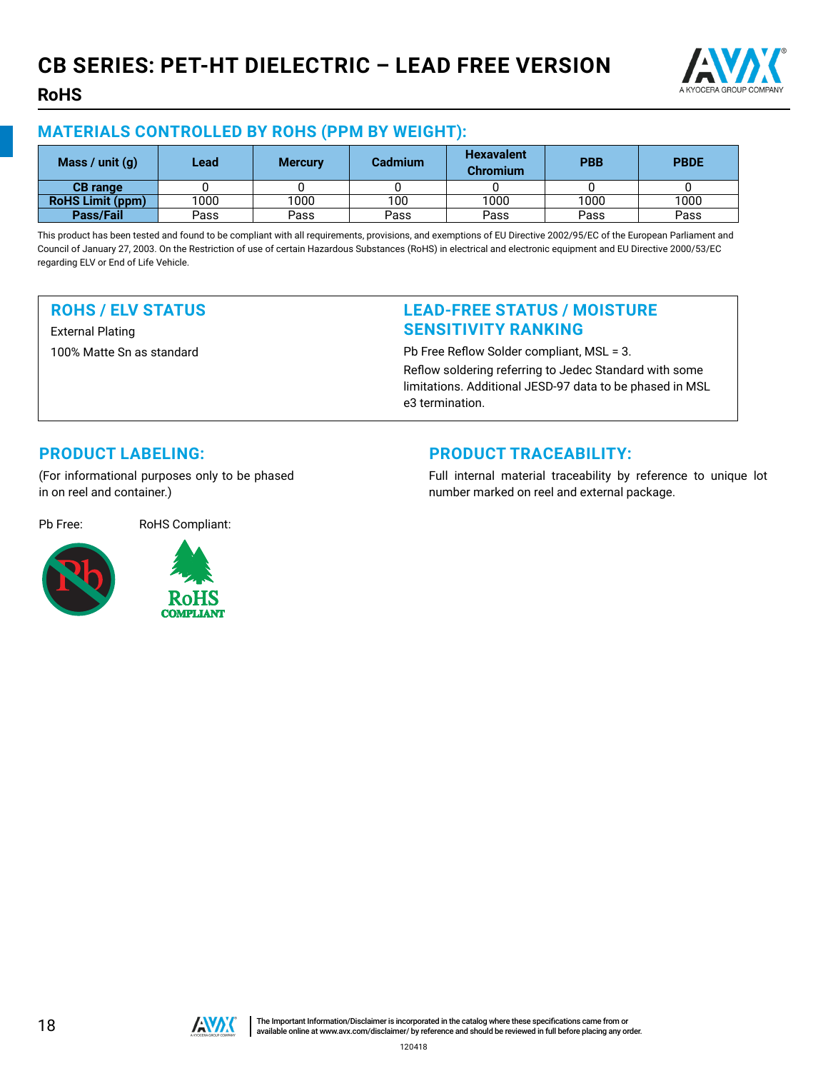# CB SERIES: PET-HT DIELECTRIC – LEAD FREE VERSION

## RoHS

### MATERIALS CONTROLLED BY ROHS (PPM BY WEIGHT):

| Mass / unit (g) | Lead | Mercury | Cadmium | Hexavalent Chromium | PBB | PBDE |
|---|---|---|---|---|---|---|
| **CB range** | 0 | 0 | 0 | 0 | 0 | 0 |
| **RoHS Limit (ppm)** | 1000 | 1000 | 100 | 1000 | 1000 | 1000 |
| **Pass/Fail** | Pass | Pass | Pass | Pass | Pass | Pass |

This product has been tested and found to be compliant with all requirements, provisions, and exemptions of EU Directive 2002/95/EC of the European Parliament and Council of January 27, 2003. On the Restriction of use of certain Hazardous Substances (RoHS) in electrical and electronic equipment and EU Directive 2000/53/EC regarding ELV or End of Life Vehicle.

### ROHS / ELV STATUS

External Plating

100% Matte Sn as standard

### LEAD-FREE STATUS / MOISTURE SENSITIVITY RANKING

Pb Free Reflow Solder compliant, MSL = 3.

Reflow soldering referring to Jedec Standard with some limitations. Additional JESD-97 data to be phased in MSL e3 termination.

### PRODUCT LABELING:

(For informational purposes only to be phased in on reel and container.)

Pb Free:

RoHS Compliant:

### PRODUCT TRACEABILITY:

Full internal material traceability by reference to unique lot number marked on reel and external package.

The Important Information/Disclaimer is incorporated in the catalog where these specifications came from or available online at www.avx.com/disclaimer/ by reference and should be reviewed in full before placing any order.